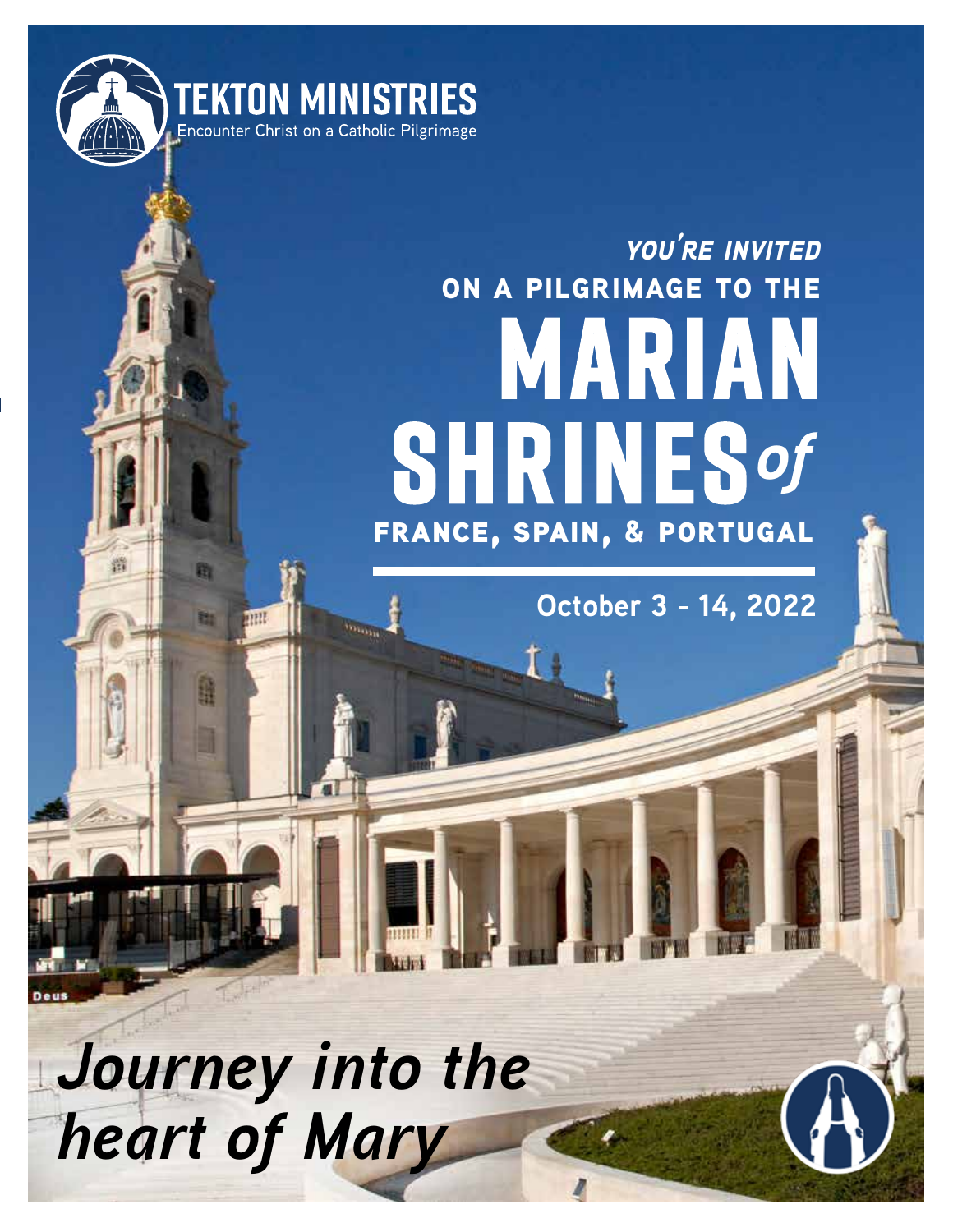TEKTON MINISTRIES

Encounter Christ on a Catholic Pilgrimage

*YOU'RE INVITED*

ON A PILGRIMAGE TO THE

# MARIAN SHRINES *of*

## FRANCE, SPAIN, & PORTUGAL

**October 3 - 14, 2022**

***Journey into the heart of Mary***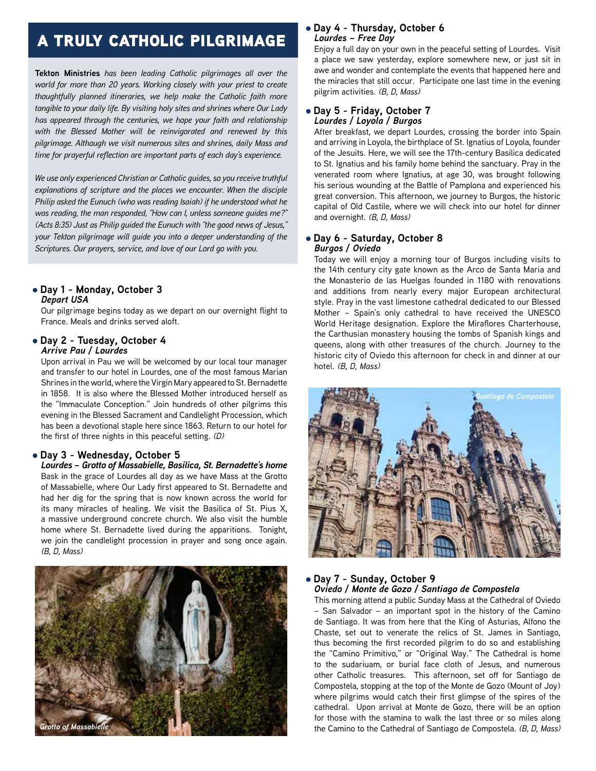# A TRULY CATHOLIC PILGRIMAGE

**Tekton Ministries** *has been leading Catholic pilgrimages all over the world for more than 20 years. Working closely with your priest to create thoughtfully planned itineraries, we help make the Catholic faith more tangible to your daily life. By visiting holy sites and shrines where Our Lady has appeared through the centuries, we hope your faith and relationship with the Blessed Mother will be reinvigorated and renewed by this pilgrimage. Although we visit numerous sites and shrines, daily Mass and time for prayerful reflection are important parts of each day's experience.*

*We use only experienced Christian or Catholic guides, so you receive truthful explanations of scripture and the places we encounter. When the disciple Philip asked the Eunuch (who was reading Isaiah) if he understood what he was reading, the man responded, "How can I, unless someone guides me?" (Acts 8:35) Just as Philip guided the Eunuch with "the good news of Jesus," your Tekton pilgrimage will guide you into a deeper understanding of the Scriptures. Our prayers, service, and love of our Lord go with you.*

## Day 1 - Monday, October 3
***Depart USA***

Our pilgrimage begins today as we depart on our overnight flight to France. Meals and drinks served aloft.

## Day 2 - Tuesday, October 4
***Arrive Pau / Lourdes***

Upon arrival in Pau we will be welcomed by our local tour manager and transfer to our hotel in Lourdes, one of the most famous Marian Shrines in the world, where the Virgin Mary appeared to St. Bernadette in 1858. It is also where the Blessed Mother introduced herself as the "Immaculate Conception." Join hundreds of other pilgrims this evening in the Blessed Sacrament and Candlelight Procession, which has been a devotional staple here since 1863. Return to our hotel for the first of three nights in this peaceful setting. *(D)*

## Day 3 - Wednesday, October 5
***Lourdes – Grotto of Massabielle, Basilica, St. Bernadette's home***

Bask in the grace of Lourdes all day as we have Mass at the Grotto of Massabielle, where Our Lady first appeared to St. Bernadette and had her dig for the spring that is now known across the world for its many miracles of healing. We visit the Basilica of St. Pius X, a massive underground concrete church. We also visit the humble home where St. Bernadette lived during the apparitions. Tonight, we join the candlelight procession in prayer and song once again. *(B, D, Mass)*

*Grotto of Massabielle*

## Day 4 - Thursday, October 6
***Lourdes – Free Day***

Enjoy a full day on your own in the peaceful setting of Lourdes. Visit a place we saw yesterday, explore somewhere new, or just sit in awe and wonder and contemplate the events that happened here and the miracles that still occur. Participate one last time in the evening pilgrim activities. *(B, D, Mass)*

## Day 5 - Friday, October 7
***Lourdes / Loyola / Burgos***

After breakfast, we depart Lourdes, crossing the border into Spain and arriving in Loyola, the birthplace of St. Ignatius of Loyola, founder of the Jesuits. Here, we will see the 17th-century Basilica dedicated to St. Ignatius and his family home behind the sanctuary. Pray in the venerated room where Ignatius, at age 30, was brought following his serious wounding at the Battle of Pamplona and experienced his great conversion. This afternoon, we journey to Burgos, the historic capital of Old Castile, where we will check into our hotel for dinner and overnight. *(B, D, Mass)*

## Day 6 - Saturday, October 8
***Burgos / Oviedo***

Today we will enjoy a morning tour of Burgos including visits to the 14th century city gate known as the Arco de Santa Maria and the Monasterio de las Huelgas founded in 1180 with renovations and additions from nearly every major European architectural style. Pray in the vast limestone cathedral dedicated to our Blessed Mother – Spain's only cathedral to have received the UNESCO World Heritage designation. Explore the Miraflores Charterhouse, the Carthusian monastery housing the tombs of Spanish kings and queens, along with other treasures of the church. Journey to the historic city of Oviedo this afternoon for check in and dinner at our hotel. *(B, D, Mass)*

*Santiago de Compostela*

## Day 7 - Sunday, October 9
***Oviedo / Monte de Gozo / Santiago de Compostela***

This morning attend a public Sunday Mass at the Cathedral of Oviedo – San Salvador – an important spot in the history of the Camino de Santiago. It was from here that the King of Asturias, Alfono the Chaste, set out to venerate the relics of St. James in Santiago, thus becoming the first recorded pilgrim to do so and establishing the "Camino Primitivo," or "Original Way." The Cathedral is home to the sudariuam, or burial face cloth of Jesus, and numerous other Catholic treasures. This afternoon, set off for Santiago de Compostela, stopping at the top of the Monte de Gozo (Mount of Joy) where pilgrims would catch their first glimpse of the spires of the cathedral. Upon arrival at Monte de Gozo, there will be an option for those with the stamina to walk the last three or so miles along the Camino to the Cathedral of Santiago de Compostela. *(B, D, Mass)*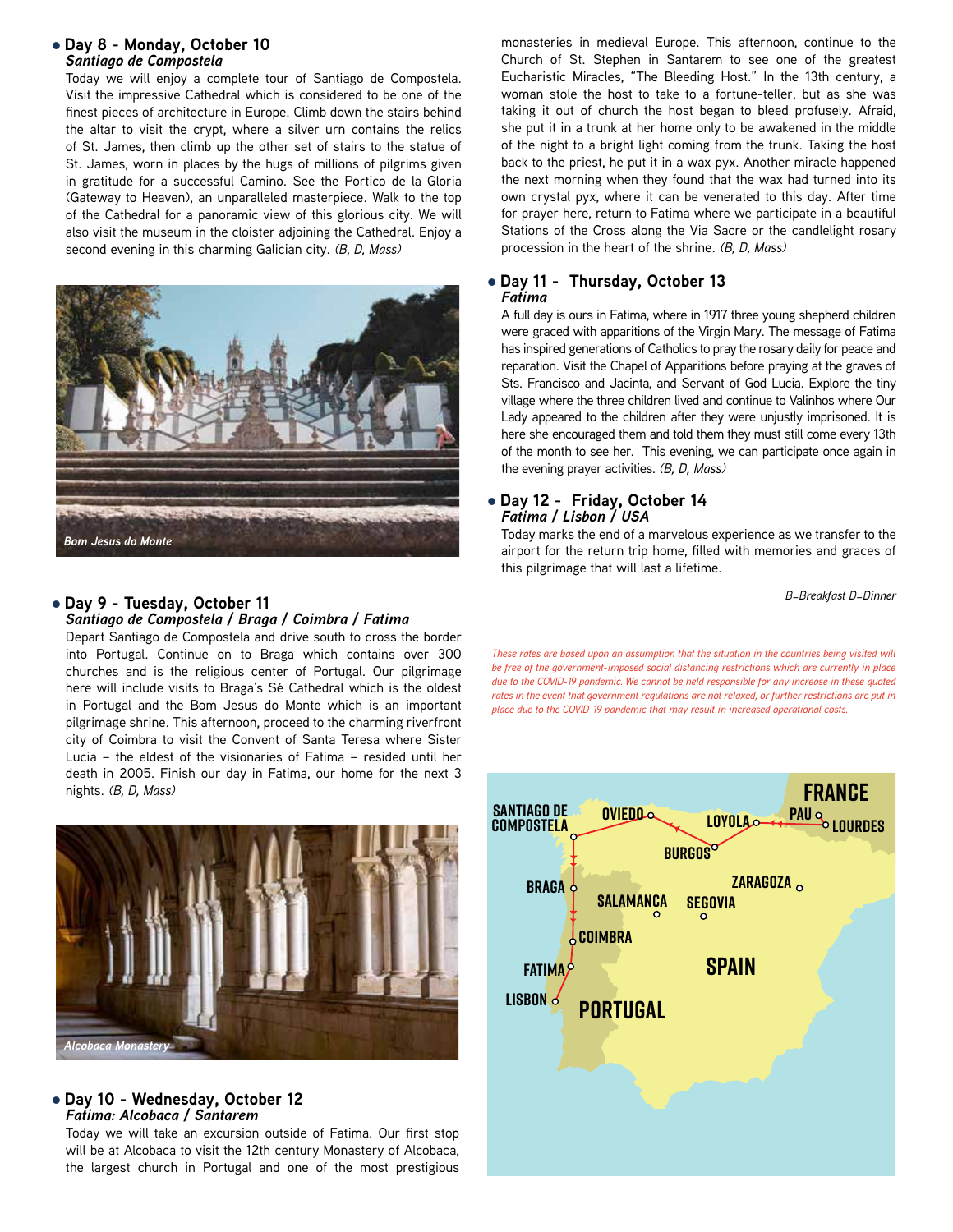## Day 8 - Monday, October 10
### *Santiago de Compostela*

Today we will enjoy a complete tour of Santiago de Compostela. Visit the impressive Cathedral which is considered to be one of the finest pieces of architecture in Europe. Climb down the stairs behind the altar to visit the crypt, where a silver urn contains the relics of St. James, then climb up the other set of stairs to the statue of St. James, worn in places by the hugs of millions of pilgrims given in gratitude for a successful Camino. See the Portico de la Gloria (Gateway to Heaven), an unparalleled masterpiece. Walk to the top of the Cathedral for a panoramic view of this glorious city. We will also visit the museum in the cloister adjoining the Cathedral. Enjoy a second evening in this charming Galician city. *(B, D, Mass)*

*Bom Jesus do Monte*

## Day 9 - Tuesday, October 11
### *Santiago de Compostela / Braga / Coimbra / Fatima*

Depart Santiago de Compostela and drive south to cross the border into Portugal. Continue on to Braga which contains over 300 churches and is the religious center of Portugal. Our pilgrimage here will include visits to Braga's Sé Cathedral which is the oldest in Portugal and the Bom Jesus do Monte which is an important pilgrimage shrine. This afternoon, proceed to the charming riverfront city of Coimbra to visit the Convent of Santa Teresa where Sister Lucia – the eldest of the visionaries of Fatima – resided until her death in 2005. Finish our day in Fatima, our home for the next 3 nights. *(B, D, Mass)*

*Alcobaca Monastery*

## Day 10 - Wednesday, October 12
### *Fatima: Alcobaca / Santarem*

Today we will take an excursion outside of Fatima. Our first stop will be at Alcobaca to visit the 12th century Monastery of Alcobaca, the largest church in Portugal and one of the most prestigious monasteries in medieval Europe. This afternoon, continue to the Church of St. Stephen in Santarem to see one of the greatest Eucharistic Miracles, "The Bleeding Host." In the 13th century, a woman stole the host to take to a fortune-teller, but as she was taking it out of church the host began to bleed profusely. Afraid, she put it in a trunk at her home only to be awakened in the middle of the night to a bright light coming from the trunk. Taking the host back to the priest, he put it in a wax pyx. Another miracle happened the next morning when they found that the wax had turned into its own crystal pyx, where it can be venerated to this day. After time for prayer here, return to Fatima where we participate in a beautiful Stations of the Cross along the Via Sacre or the candlelight rosary procession in the heart of the shrine. *(B, D, Mass)*

## Day 11 - Thursday, October 13
### *Fatima*

A full day is ours in Fatima, where in 1917 three young shepherd children were graced with apparitions of the Virgin Mary. The message of Fatima has inspired generations of Catholics to pray the rosary daily for peace and reparation. Visit the Chapel of Apparitions before praying at the graves of Sts. Francisco and Jacinta, and Servant of God Lucia. Explore the tiny village where the three children lived and continue to Valinhos where Our Lady appeared to the children after they were unjustly imprisoned. It is here she encouraged them and told them they must still come every 13th of the month to see her. This evening, we can participate once again in the evening prayer activities. *(B, D, Mass)*

## Day 12 - Friday, October 14
### *Fatima / Lisbon / USA*

Today marks the end of a marvelous experience as we transfer to the airport for the return trip home, filled with memories and graces of this pilgrimage that will last a lifetime.

*B=Breakfast D=Dinner*

*These rates are based upon an assumption that the situation in the countries being visited will be free of the government-imposed social distancing restrictions which are currently in place due to the COVID-19 pandemic. We cannot be held responsible for any increase in these quoted rates in the event that government regulations are not relaxed, or further restrictions are put in place due to the COVID-19 pandemic that may result in increased operational costs.*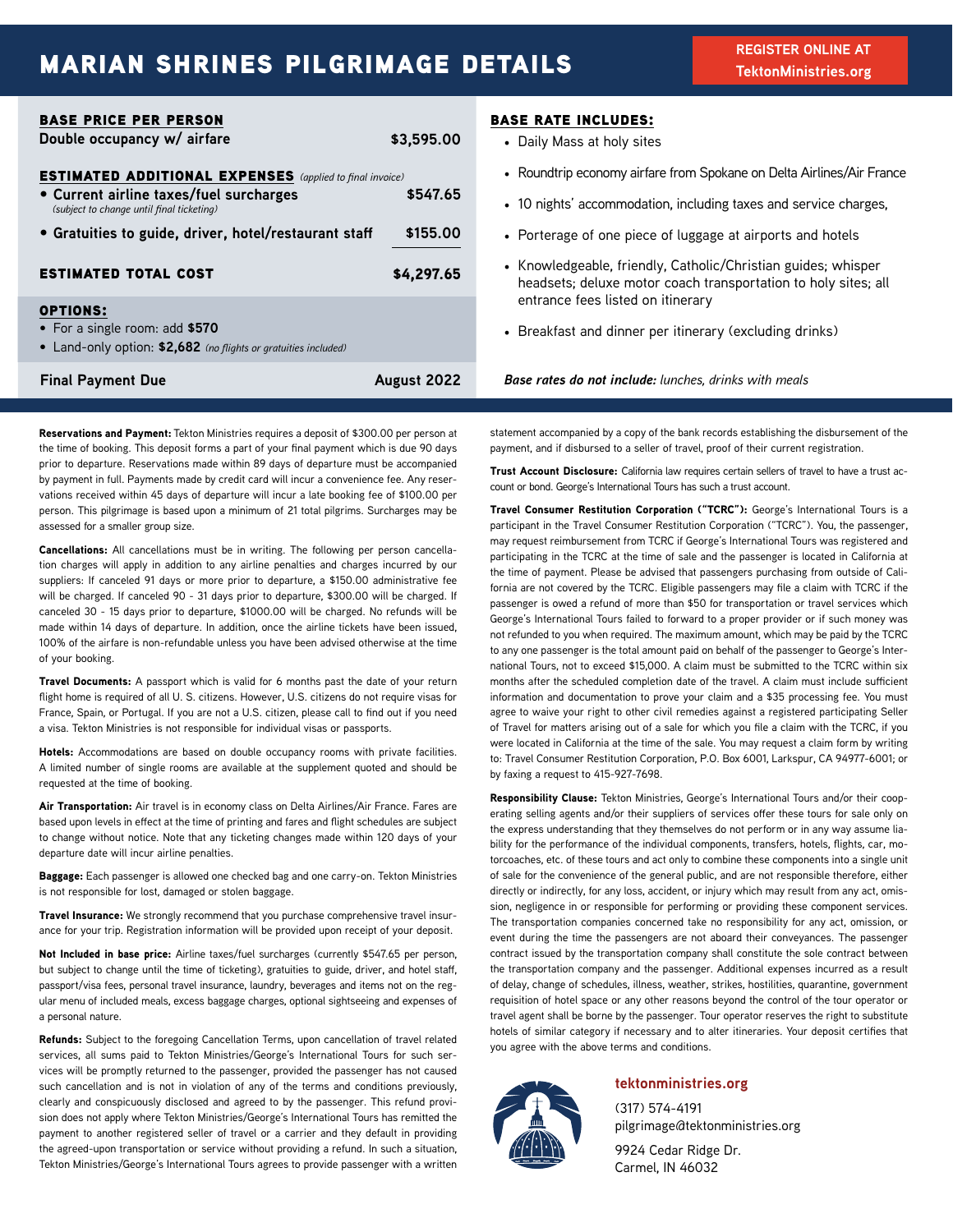# MARIAN SHRINES PILGRIMAGE DETAILS

**REGISTER ONLINE AT TektonMinistries.org**

## BASE PRICE PER PERSON

| | |
|---|---|
| **Double occupancy w/ airfare** | **$3,595.00** |

## ESTIMATED ADDITIONAL EXPENSES *(applied to final invoice)*

| | |
|---|---|
| **• Current airline taxes/fuel surcharges** *(subject to change until final ticketing)* | **$547.65** |
| **• Gratuities to guide, driver, hotel/restaurant staff** | **$155.00** |
| **ESTIMATED TOTAL COST** | **$4,297.65** |

## OPTIONS:

- For a single room: add **$570**
- Land-only option: **$2,682** *(no flights or gratuities included)*

**Final Payment Due** **August 2022**

## BASE RATE INCLUDES:

- Daily Mass at holy sites
- Roundtrip economy airfare from Spokane on Delta Airlines/Air France
- 10 nights' accommodation, including taxes and service charges,
- Porterage of one piece of luggage at airports and hotels
- Knowledgeable, friendly, Catholic/Christian guides; whisper headsets; deluxe motor coach transportation to holy sites; all entrance fees listed on itinerary
- Breakfast and dinner per itinerary (excluding drinks)

***Base rates do not include:*** *lunches, drinks with meals*

**Reservations and Payment:** Tekton Ministries requires a deposit of $300.00 per person at the time of booking. This deposit forms a part of your final payment which is due 90 days prior to departure. Reservations made within 89 days of departure must be accompanied by payment in full. Payments made by credit card will incur a convenience fee. Any reservations received within 45 days of departure will incur a late booking fee of $100.00 per person. This pilgrimage is based upon a minimum of 21 total pilgrims. Surcharges may be assessed for a smaller group size.

**Cancellations:** All cancellations must be in writing. The following per person cancellation charges will apply in addition to any airline penalties and charges incurred by our suppliers: If canceled 91 days or more prior to departure, a $150.00 administrative fee will be charged. If canceled 90 - 31 days prior to departure, $300.00 will be charged. If canceled 30 - 15 days prior to departure, $1000.00 will be charged. No refunds will be made within 14 days of departure. In addition, once the airline tickets have been issued, 100% of the airfare is non-refundable unless you have been advised otherwise at the time of your booking.

**Travel Documents:** A passport which is valid for 6 months past the date of your return flight home is required of all U. S. citizens. However, U.S. citizens do not require visas for France, Spain, or Portugal. If you are not a U.S. citizen, please call to find out if you need a visa. Tekton Ministries is not responsible for individual visas or passports.

**Hotels:** Accommodations are based on double occupancy rooms with private facilities. A limited number of single rooms are available at the supplement quoted and should be requested at the time of booking.

**Air Transportation:** Air travel is in economy class on Delta Airlines/Air France. Fares are based upon levels in effect at the time of printing and fares and flight schedules are subject to change without notice. Note that any ticketing changes made within 120 days of your departure date will incur airline penalties.

**Baggage:** Each passenger is allowed one checked bag and one carry-on. Tekton Ministries is not responsible for lost, damaged or stolen baggage.

**Travel Insurance:** We strongly recommend that you purchase comprehensive travel insurance for your trip. Registration information will be provided upon receipt of your deposit.

**Not Included in base price:** Airline taxes/fuel surcharges (currently $547.65 per person, but subject to change until the time of ticketing), gratuities to guide, driver, and hotel staff, passport/visa fees, personal travel insurance, laundry, beverages and items not on the regular menu of included meals, excess baggage charges, optional sightseeing and expenses of a personal nature.

**Refunds:** Subject to the foregoing Cancellation Terms, upon cancellation of travel related services, all sums paid to Tekton Ministries/George's International Tours for such services will be promptly returned to the passenger, provided the passenger has not caused such cancellation and is not in violation of any of the terms and conditions previously, clearly and conspicuously disclosed and agreed to by the passenger. This refund provision does not apply where Tekton Ministries/George's International Tours has remitted the payment to another registered seller of travel or a carrier and they default in providing the agreed-upon transportation or service without providing a refund. In such a situation, Tekton Ministries/George's International Tours agrees to provide passenger with a written statement accompanied by a copy of the bank records establishing the disbursement of the payment, and if disbursed to a seller of travel, proof of their current registration.

**Trust Account Disclosure:** California law requires certain sellers of travel to have a trust account or bond. George's International Tours has such a trust account.

**Travel Consumer Restitution Corporation ("TCRC"):** George's International Tours is a participant in the Travel Consumer Restitution Corporation ("TCRC"). You, the passenger, may request reimbursement from TCRC if George's International Tours was registered and participating in the TCRC at the time of sale and the passenger is located in California at the time of payment. Please be advised that passengers purchasing from outside of California are not covered by the TCRC. Eligible passengers may file a claim with TCRC if the passenger is owed a refund of more than $50 for transportation or travel services which George's International Tours failed to forward to a proper provider or if such money was not refunded to you when required. The maximum amount, which may be paid by the TCRC to any one passenger is the total amount paid on behalf of the passenger to George's International Tours, not to exceed $15,000. A claim must be submitted to the TCRC within six months after the scheduled completion date of the travel. A claim must include sufficient information and documentation to prove your claim and a $35 processing fee. You must agree to waive your right to other civil remedies against a registered participating Seller of Travel for matters arising out of a sale for which you file a claim with the TCRC, if you were located in California at the time of the sale. You may request a claim form by writing to: Travel Consumer Restitution Corporation, P.O. Box 6001, Larkspur, CA 94977-6001; or by faxing a request to 415-927-7698.

**Responsibility Clause:** Tekton Ministries, George's International Tours and/or their cooperating selling agents and/or their suppliers of services offer these tours for sale only on the express understanding that they themselves do not perform or in any way assume liability for the performance of the individual components, transfers, hotels, flights, car, motorcoaches, etc. of these tours and act only to combine these components into a single unit of sale for the convenience of the general public, and are not responsible therefore, either directly or indirectly, for any loss, accident, or injury which may result from any act, omission, negligence in or responsible for performing or providing these component services. The transportation companies concerned take no responsibility for any act, omission, or event during the time the passengers are not aboard their conveyances. The passenger contract issued by the transportation company shall constitute the sole contract between the transportation company and the passenger. Additional expenses incurred as a result of delay, change of schedules, illness, weather, strikes, hostilities, quarantine, government requisition of hotel space or any other reasons beyond the control of the tour operator or travel agent shall be borne by the passenger. Tour operator reserves the right to substitute hotels of similar category if necessary and to alter itineraries. Your deposit certifies that you agree with the above terms and conditions.

**tektonministries.org**

(317) 574-4191
pilgrimage@tektonministries.org

9924 Cedar Ridge Dr.
Carmel, IN 46032